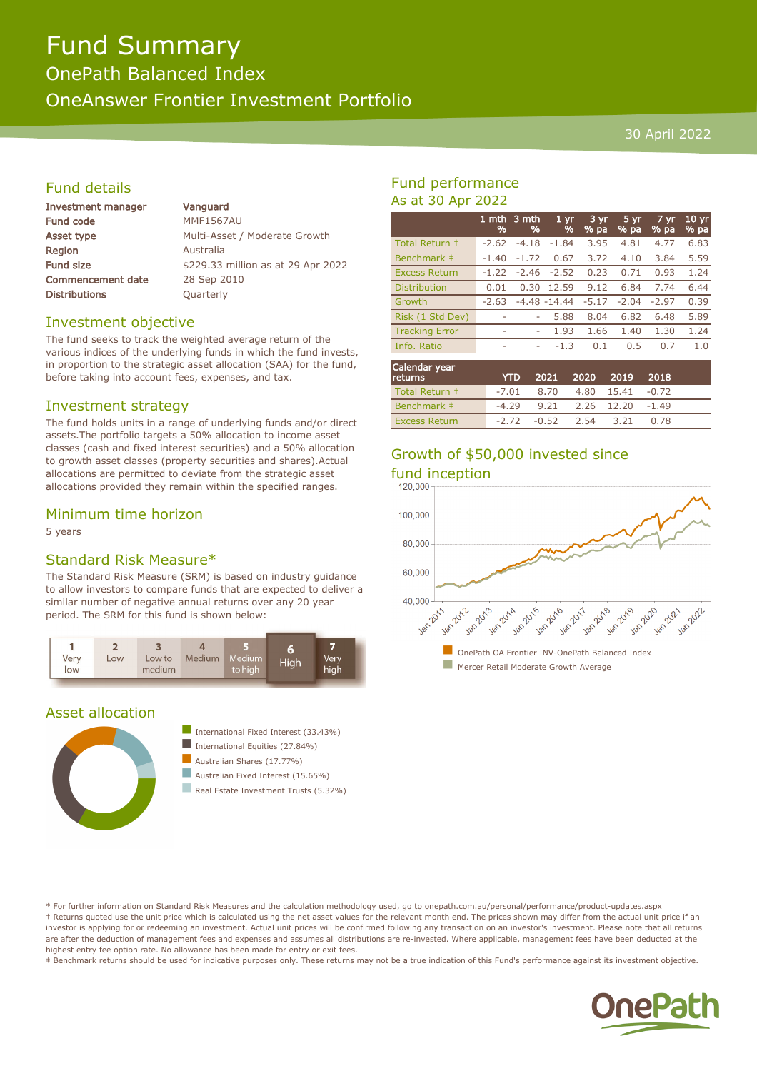# Fund Summary

## OnePath Balanced Index

## OneAnswer Frontier Investment Portfolio

30 April 2022

## Fund details

| | |
|---|---|
| Investment manager | Vanguard |
| Fund code | MMF1567AU |
| Asset type | Multi-Asset / Moderate Growth |
| Region | Australia |
| Fund size | $229.33 million as at 29 Apr 2022 |
| Commencement date | 28 Sep 2010 |
| Distributions | Quarterly |

## Investment objective

The fund seeks to track the weighted average return of the various indices of the underlying funds in which the fund invests, in proportion to the strategic asset allocation (SAA) for the fund, before taking into account fees, expenses, and tax.

## Investment strategy

The fund holds units in a range of underlying funds and/or direct assets.The portfolio targets a 50% allocation to income asset classes (cash and fixed interest securities) and a 50% allocation to growth asset classes (property securities and shares).Actual allocations are permitted to deviate from the strategic asset allocations provided they remain within the specified ranges.

## Minimum time horizon

5 years

## Standard Risk Measure*

The Standard Risk Measure (SRM) is based on industry guidance to allow investors to compare funds that are expected to deliver a similar number of negative annual returns over any 20 year period. The SRM for this fund is shown below:

| 1 | 2 | 3 | 4 | 5 | **6** | 7 |
|---|---|---|---|---|---|---|
| Very low | Low | Low to medium | Medium | Medium to high | **High** | Very high |

## Asset allocation

- International Fixed Interest (33.43%)
- International Equities (27.84%)
- Australian Shares (17.77%)
- Australian Fixed Interest (15.65%)
- Real Estate Investment Trusts (5.32%)

## Fund performance

As at 30 Apr 2022

| | 1 mth % | 3 mth % | 1 yr % | 3 yr % pa | 5 yr % pa | 7 yr % pa | 10 yr % pa |
|---|---|---|---|---|---|---|---|
| Total Return † | -2.62 | -4.18 | -1.84 | 3.95 | 4.81 | 4.77 | 6.83 |
| Benchmark ‡ | -1.40 | -1.72 | 0.67 | 3.72 | 4.10 | 3.84 | 5.59 |
| Excess Return | -1.22 | -2.46 | -2.52 | 0.23 | 0.71 | 0.93 | 1.24 |
| Distribution | 0.01 | 0.30 | 12.59 | 9.12 | 6.84 | 7.74 | 6.44 |
| Growth | -2.63 | -4.48 | -14.44 | -5.17 | -2.04 | -2.97 | 0.39 |
| Risk (1 Std Dev) | - | - | 5.88 | 8.04 | 6.82 | 6.48 | 5.89 |
| Tracking Error | - | - | 1.93 | 1.66 | 1.40 | 1.30 | 1.24 |
| Info. Ratio | - | - | -1.3 | 0.1 | 0.5 | 0.7 | 1.0 |

| Calendar year returns | YTD | 2021 | 2020 | 2019 | 2018 |
|---|---|---|---|---|---|
| Total Return † | -7.01 | 8.70 | 4.80 | 15.41 | -0.72 |
| Benchmark ‡ | -4.29 | 9.21 | 2.26 | 12.20 | -1.49 |
| Excess Return | -2.72 | -0.52 | 2.54 | 3.21 | 0.78 |

## Growth of $50,000 invested since fund inception

- OnePath OA Frontier INV-OnePath Balanced Index
- Mercer Retail Moderate Growth Average

\* For further information on Standard Risk Measures and the calculation methodology used, go to onepath.com.au/personal/performance/product-updates.aspx

† Returns quoted use the unit price which is calculated using the net asset values for the relevant month end. The prices shown may differ from the actual unit price if an investor is applying for or redeeming an investment. Actual unit prices will be confirmed following any transaction on an investor's investment. Please note that all returns are after the deduction of management fees and expenses and assumes all distributions are re-invested. Where applicable, management fees have been deducted at the highest entry fee option rate. No allowance has been made for entry or exit fees.

‡ Benchmark returns should be used for indicative purposes only. These returns may not be a true indication of this Fund's performance against its investment objective.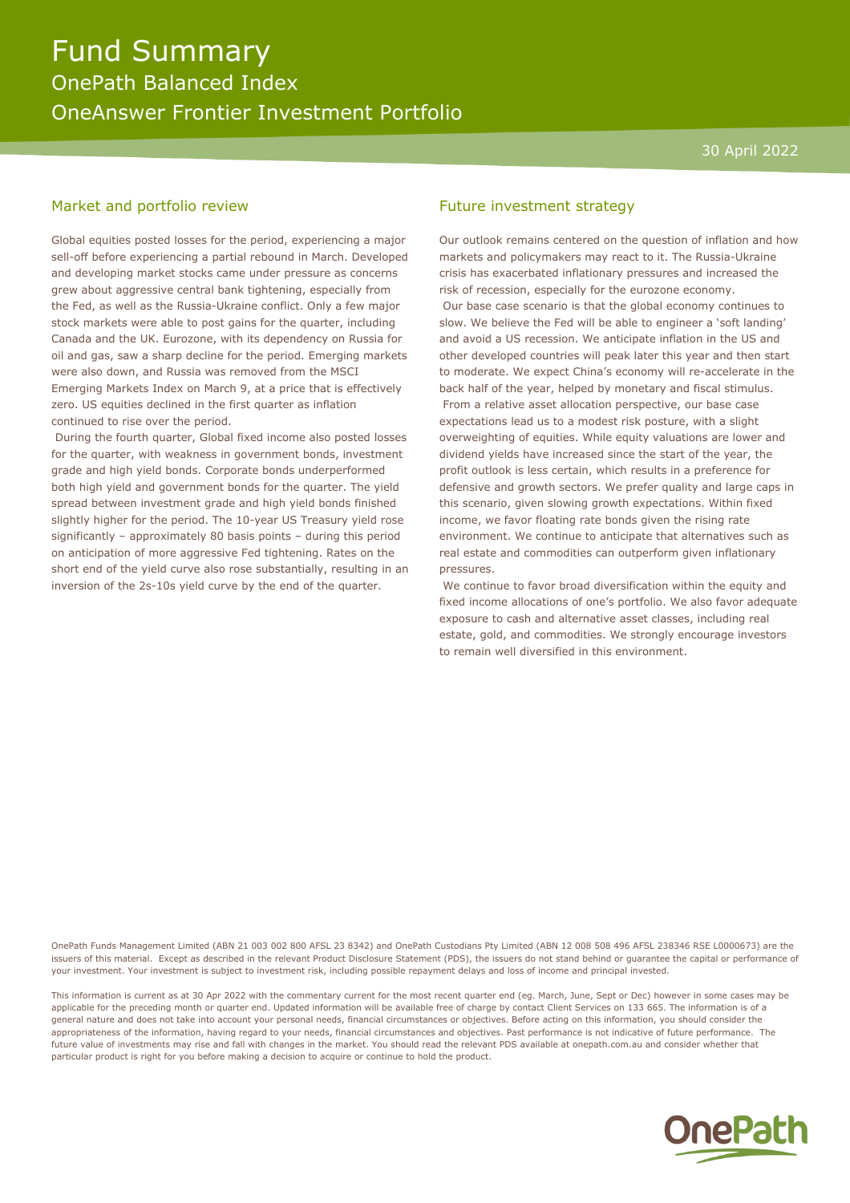# Fund Summary

## OnePath Balanced Index

## OneAnswer Frontier Investment Portfolio

30 April 2022

### Market and portfolio review

Global equities posted losses for the period, experiencing a major sell-off before experiencing a partial rebound in March. Developed and developing market stocks came under pressure as concerns grew about aggressive central bank tightening, especially from the Fed, as well as the Russia-Ukraine conflict. Only a few major stock markets were able to post gains for the quarter, including Canada and the UK. Eurozone, with its dependency on Russia for oil and gas, saw a sharp decline for the period. Emerging markets were also down, and Russia was removed from the MSCI Emerging Markets Index on March 9, at a price that is effectively zero. US equities declined in the first quarter as inflation continued to rise over the period.

During the fourth quarter, Global fixed income also posted losses for the quarter, with weakness in government bonds, investment grade and high yield bonds. Corporate bonds underperformed both high yield and government bonds for the quarter. The yield spread between investment grade and high yield bonds finished slightly higher for the period. The 10-year US Treasury yield rose significantly – approximately 80 basis points – during this period on anticipation of more aggressive Fed tightening. Rates on the short end of the yield curve also rose substantially, resulting in an inversion of the 2s-10s yield curve by the end of the quarter.

### Future investment strategy

Our outlook remains centered on the question of inflation and how markets and policymakers may react to it. The Russia-Ukraine crisis has exacerbated inflationary pressures and increased the risk of recession, especially for the eurozone economy.

Our base case scenario is that the global economy continues to slow. We believe the Fed will be able to engineer a 'soft landing' and avoid a US recession. We anticipate inflation in the US and other developed countries will peak later this year and then start to moderate. We expect China's economy will re-accelerate in the back half of the year, helped by monetary and fiscal stimulus.

From a relative asset allocation perspective, our base case expectations lead us to a modest risk posture, with a slight overweighting of equities. While equity valuations are lower and dividend yields have increased since the start of the year, the profit outlook is less certain, which results in a preference for defensive and growth sectors. We prefer quality and large caps in this scenario, given slowing growth expectations. Within fixed income, we favor floating rate bonds given the rising rate environment. We continue to anticipate that alternatives such as real estate and commodities can outperform given inflationary pressures.

We continue to favor broad diversification within the equity and fixed income allocations of one's portfolio. We also favor adequate exposure to cash and alternative asset classes, including real estate, gold, and commodities. We strongly encourage investors to remain well diversified in this environment.

OnePath Funds Management Limited (ABN 21 003 002 800 AFSL 23 8342) and OnePath Custodians Pty Limited (ABN 12 008 508 496 AFSL 238346 RSE L0000673) are the issuers of this material. Except as described in the relevant Product Disclosure Statement (PDS), the issuers do not stand behind or guarantee the capital or performance of your investment. Your investment is subject to investment risk, including possible repayment delays and loss of income and principal invested.

This information is current as at 30 Apr 2022 with the commentary current for the most recent quarter end (eg. March, June, Sept or Dec) however in some cases may be applicable for the preceding month or quarter end. Updated information will be available free of charge by contact Client Services on 133 665. The information is of a general nature and does not take into account your personal needs, financial circumstances or objectives. Before acting on this information, you should consider the appropriateness of the information, having regard to your needs, financial circumstances and objectives. Past performance is not indicative of future performance. The future value of investments may rise and fall with changes in the market. You should read the relevant PDS available at onepath.com.au and consider whether that particular product is right for you before making a decision to acquire or continue to hold the product.

OnePath